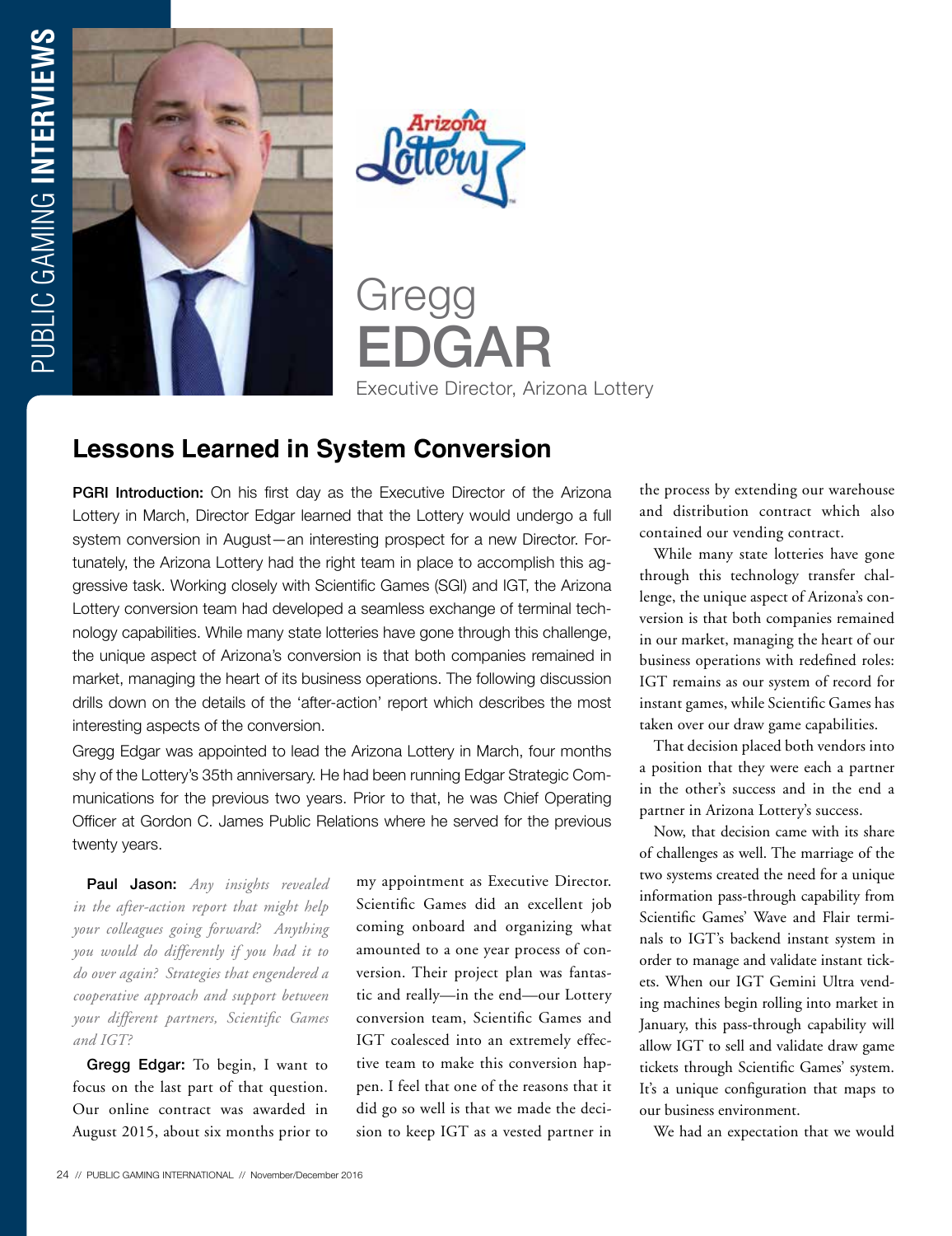# Gregg EDGAR

Executive Director, Arizona Lottery

## Lessons Learned in System Conversion

**PGRI Introduction:** On his first day as the Executive Director of the Arizona Lottery in March, Director Edgar learned that the Lottery would undergo a full system conversion in August—an interesting prospect for a new Director. Fortunately, the Arizona Lottery had the right team in place to accomplish this aggressive task. Working closely with Scientific Games (SGI) and IGT, the Arizona Lottery conversion team had developed a seamless exchange of terminal technology capabilities. While many state lotteries have gone through this challenge, the unique aspect of Arizona's conversion is that both companies remained in market, managing the heart of its business operations. The following discussion drills down on the details of the 'after-action' report which describes the most interesting aspects of the conversion.

Gregg Edgar was appointed to lead the Arizona Lottery in March, four months shy of the Lottery's 35th anniversary. He had been running Edgar Strategic Communications for the previous two years. Prior to that, he was Chief Operating Officer at Gordon C. James Public Relations where he served for the previous twenty years.

**Paul Jason:** *Any insights revealed in the after-action report that might help your colleagues going forward? Anything you would do differently if you had it to do over again? Strategies that engendered a cooperative approach and support between your different partners, Scientific Games and IGT?*

**Gregg Edgar:** To begin, I want to focus on the last part of that question. Our online contract was awarded in August 2015, about six months prior to my appointment as Executive Director. Scientific Games did an excellent job coming onboard and organizing what amounted to a one year process of conversion. Their project plan was fantastic and really—in the end—our Lottery conversion team, Scientific Games and IGT coalesced into an extremely effective team to make this conversion happen. I feel that one of the reasons that it did go so well is that we made the decision to keep IGT as a vested partner in the process by extending our warehouse and distribution contract which also contained our vending contract.

While many state lotteries have gone through this technology transfer challenge, the unique aspect of Arizona's conversion is that both companies remained in our market, managing the heart of our business operations with redefined roles: IGT remains as our system of record for instant games, while Scientific Games has taken over our draw game capabilities.

That decision placed both vendors into a position that they were each a partner in the other's success and in the end a partner in Arizona Lottery's success.

Now, that decision came with its share of challenges as well. The marriage of the two systems created the need for a unique information pass-through capability from Scientific Games' Wave and Flair terminals to IGT's backend instant system in order to manage and validate instant tickets. When our IGT Gemini Ultra vending machines begin rolling into market in January, this pass-through capability will allow IGT to sell and validate draw game tickets through Scientific Games' system. It's a unique configuration that maps to our business environment.

We had an expectation that we would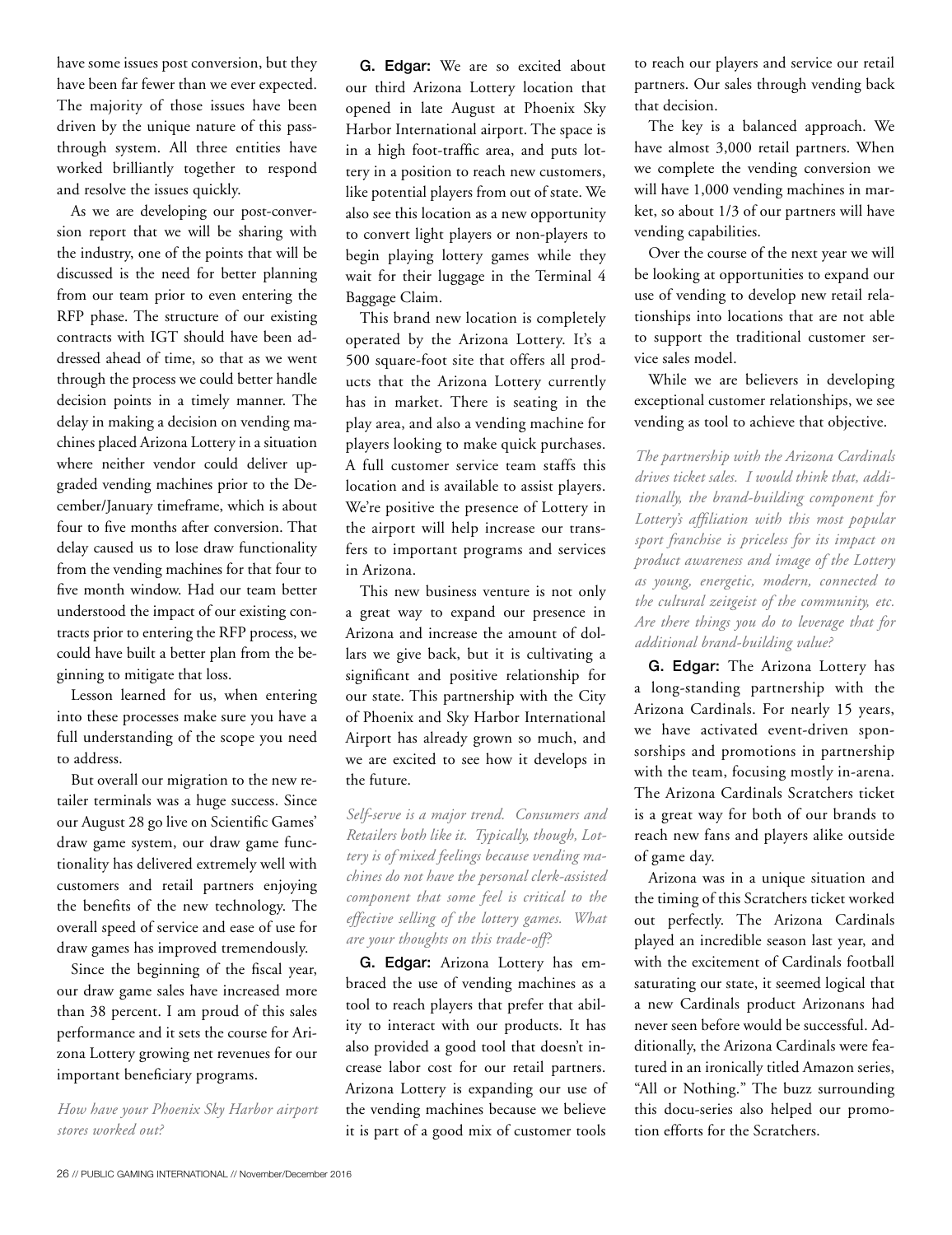have some issues post conversion, but they have been far fewer than we ever expected. The majority of those issues have been driven by the unique nature of this pass-through system. All three entities have worked brilliantly together to respond and resolve the issues quickly.

As we are developing our post-conversion report that we will be sharing with the industry, one of the points that will be discussed is the need for better planning from our team prior to even entering the RFP phase. The structure of our existing contracts with IGT should have been addressed ahead of time, so that as we went through the process we could better handle decision points in a timely manner. The delay in making a decision on vending machines placed Arizona Lottery in a situation where neither vendor could deliver upgraded vending machines prior to the December/January timeframe, which is about four to five months after conversion. That delay caused us to lose draw functionality from the vending machines for that four to five month window. Had our team better understood the impact of our existing contracts prior to entering the RFP process, we could have built a better plan from the beginning to mitigate that loss.

Lesson learned for us, when entering into these processes make sure you have a full understanding of the scope you need to address.

But overall our migration to the new retailer terminals was a huge success. Since our August 28 go live on Scientific Games' draw game system, our draw game functionality has delivered extremely well with customers and retail partners enjoying the benefits of the new technology. The overall speed of service and ease of use for draw games has improved tremendously.

Since the beginning of the fiscal year, our draw game sales have increased more than 38 percent. I am proud of this sales performance and it sets the course for Arizona Lottery growing net revenues for our important beneficiary programs.

*How have your Phoenix Sky Harbor airport stores worked out?*

**G. Edgar:** We are so excited about our third Arizona Lottery location that opened in late August at Phoenix Sky Harbor International airport. The space is in a high foot-traffic area, and puts lottery in a position to reach new customers, like potential players from out of state. We also see this location as a new opportunity to convert light players or non-players to begin playing lottery games while they wait for their luggage in the Terminal 4 Baggage Claim.

This brand new location is completely operated by the Arizona Lottery. It's a 500 square-foot site that offers all products that the Arizona Lottery currently has in market. There is seating in the play area, and also a vending machine for players looking to make quick purchases. A full customer service team staffs this location and is available to assist players. We're positive the presence of Lottery in the airport will help increase our transfers to important programs and services in Arizona.

This new business venture is not only a great way to expand our presence in Arizona and increase the amount of dollars we give back, but it is cultivating a significant and positive relationship for our state. This partnership with the City of Phoenix and Sky Harbor International Airport has already grown so much, and we are excited to see how it develops in the future.

*Self-serve is a major trend. Consumers and Retailers both like it. Typically, though, Lottery is of mixed feelings because vending machines do not have the personal clerk-assisted component that some feel is critical to the effective selling of the lottery games. What are your thoughts on this trade-off?*

**G. Edgar:** Arizona Lottery has embraced the use of vending machines as a tool to reach players that prefer that ability to interact with our products. It has also provided a good tool that doesn't increase labor cost for our retail partners. Arizona Lottery is expanding our use of the vending machines because we believe it is part of a good mix of customer tools to reach our players and service our retail partners. Our sales through vending back that decision.

The key is a balanced approach. We have almost 3,000 retail partners. When we complete the vending conversion we will have 1,000 vending machines in market, so about 1/3 of our partners will have vending capabilities.

Over the course of the next year we will be looking at opportunities to expand our use of vending to develop new retail relationships into locations that are not able to support the traditional customer service sales model.

While we are believers in developing exceptional customer relationships, we see vending as tool to achieve that objective.

*The partnership with the Arizona Cardinals drives ticket sales. I would think that, additionally, the brand-building component for Lottery's affiliation with this most popular sport franchise is priceless for its impact on product awareness and image of the Lottery as young, energetic, modern, connected to the cultural zeitgeist of the community, etc. Are there things you do to leverage that for additional brand-building value?*

**G. Edgar:** The Arizona Lottery has a long-standing partnership with the Arizona Cardinals. For nearly 15 years, we have activated event-driven sponsorships and promotions in partnership with the team, focusing mostly in-arena. The Arizona Cardinals Scratchers ticket is a great way for both of our brands to reach new fans and players alike outside of game day.

Arizona was in a unique situation and the timing of this Scratchers ticket worked out perfectly. The Arizona Cardinals played an incredible season last year, and with the excitement of Cardinals football saturating our state, it seemed logical that a new Cardinals product Arizonans had never seen before would be successful. Additionally, the Arizona Cardinals were featured in an ironically titled Amazon series, "All or Nothing." The buzz surrounding this docu-series also helped our promotion efforts for the Scratchers.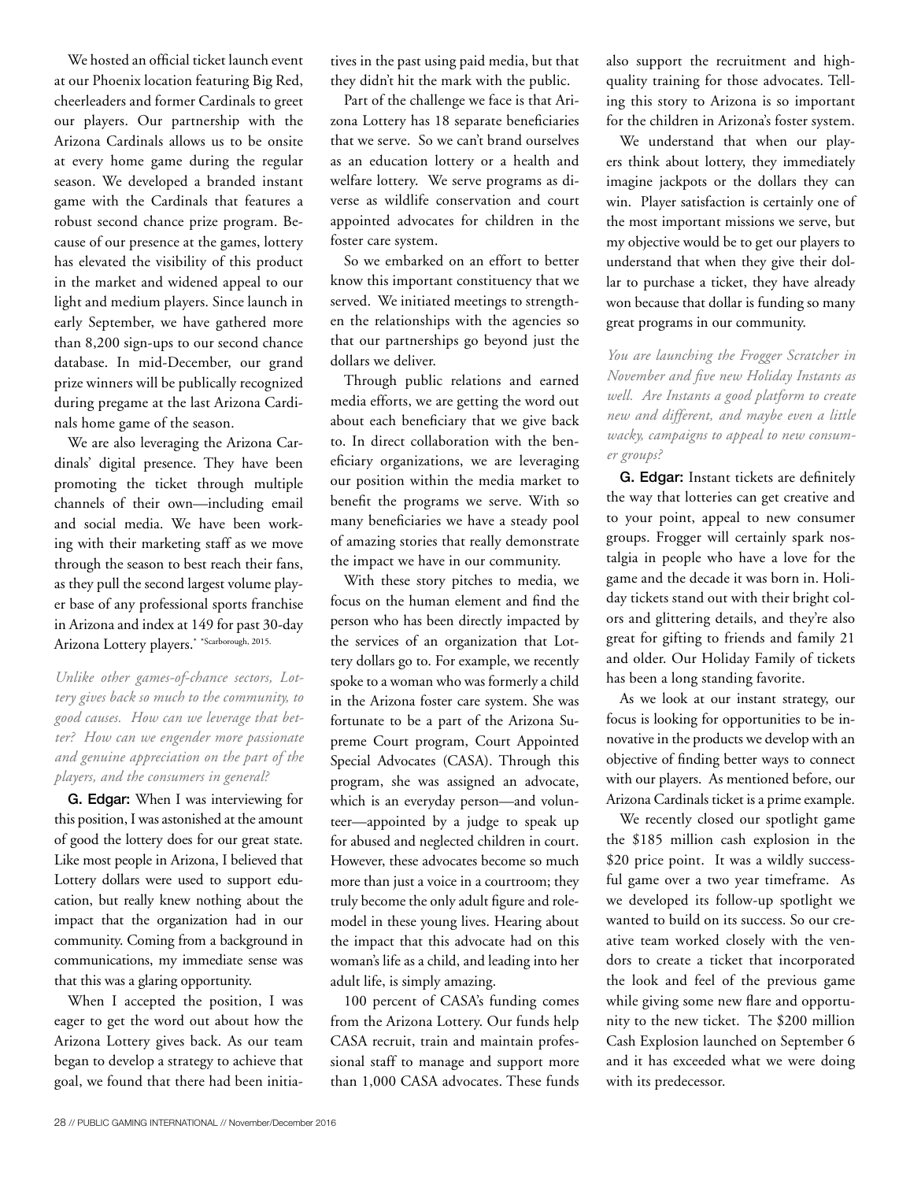We hosted an official ticket launch event at our Phoenix location featuring Big Red, cheerleaders and former Cardinals to greet our players. Our partnership with the Arizona Cardinals allows us to be onsite at every home game during the regular season. We developed a branded instant game with the Cardinals that features a robust second chance prize program. Because of our presence at the games, lottery has elevated the visibility of this product in the market and widened appeal to our light and medium players. Since launch in early September, we have gathered more than 8,200 sign-ups to our second chance database. In mid-December, our grand prize winners will be publically recognized during pregame at the last Arizona Cardinals home game of the season.

We are also leveraging the Arizona Cardinals' digital presence. They have been promoting the ticket through multiple channels of their own—including email and social media. We have been working with their marketing staff as we move through the season to best reach their fans, as they pull the second largest volume player base of any professional sports franchise in Arizona and index at 149 for past 30-day Arizona Lottery players.* *Scarborough, 2015.

*Unlike other games-of-chance sectors, Lottery gives back so much to the community, to good causes. How can we leverage that better? How can we engender more passionate and genuine appreciation on the part of the players, and the consumers in general?*

**G. Edgar:** When I was interviewing for this position, I was astonished at the amount of good the lottery does for our great state. Like most people in Arizona, I believed that Lottery dollars were used to support education, but really knew nothing about the impact that the organization had in our community. Coming from a background in communications, my immediate sense was that this was a glaring opportunity.

When I accepted the position, I was eager to get the word out about how the Arizona Lottery gives back. As our team began to develop a strategy to achieve that goal, we found that there had been initiatives in the past using paid media, but that they didn't hit the mark with the public.

Part of the challenge we face is that Arizona Lottery has 18 separate beneficiaries that we serve. So we can't brand ourselves as an education lottery or a health and welfare lottery. We serve programs as diverse as wildlife conservation and court appointed advocates for children in the foster care system.

So we embarked on an effort to better know this important constituency that we served. We initiated meetings to strengthen the relationships with the agencies so that our partnerships go beyond just the dollars we deliver.

Through public relations and earned media efforts, we are getting the word out about each beneficiary that we give back to. In direct collaboration with the beneficiary organizations, we are leveraging our position within the media market to benefit the programs we serve. With so many beneficiaries we have a steady pool of amazing stories that really demonstrate the impact we have in our community.

With these story pitches to media, we focus on the human element and find the person who has been directly impacted by the services of an organization that Lottery dollars go to. For example, we recently spoke to a woman who was formerly a child in the Arizona foster care system. She was fortunate to be a part of the Arizona Supreme Court program, Court Appointed Special Advocates (CASA). Through this program, she was assigned an advocate, which is an everyday person—and volunteer—appointed by a judge to speak up for abused and neglected children in court. However, these advocates become so much more than just a voice in a courtroom; they truly become the only adult figure and role-model in these young lives. Hearing about the impact that this advocate had on this woman's life as a child, and leading into her adult life, is simply amazing.

100 percent of CASA's funding comes from the Arizona Lottery. Our funds help CASA recruit, train and maintain professional staff to manage and support more than 1,000 CASA advocates. These funds also support the recruitment and high-quality training for those advocates. Telling this story to Arizona is so important for the children in Arizona's foster system.

We understand that when our players think about lottery, they immediately imagine jackpots or the dollars they can win. Player satisfaction is certainly one of the most important missions we serve, but my objective would be to get our players to understand that when they give their dollar to purchase a ticket, they have already won because that dollar is funding so many great programs in our community.

*You are launching the Frogger Scratcher in November and five new Holiday Instants as well. Are Instants a good platform to create new and different, and maybe even a little wacky, campaigns to appeal to new consumer groups?*

**G. Edgar:** Instant tickets are definitely the way that lotteries can get creative and to your point, appeal to new consumer groups. Frogger will certainly spark nostalgia in people who have a love for the game and the decade it was born in. Holiday tickets stand out with their bright colors and glittering details, and they're also great for gifting to friends and family 21 and older. Our Holiday Family of tickets has been a long standing favorite.

As we look at our instant strategy, our focus is looking for opportunities to be innovative in the products we develop with an objective of finding better ways to connect with our players. As mentioned before, our Arizona Cardinals ticket is a prime example.

We recently closed our spotlight game the $185 million cash explosion in the $20 price point. It was a wildly successful game over a two year timeframe. As we developed its follow-up spotlight we wanted to build on its success. So our creative team worked closely with the vendors to create a ticket that incorporated the look and feel of the previous game while giving some new flare and opportunity to the new ticket. The $200 million Cash Explosion launched on September 6 and it has exceeded what we were doing with its predecessor.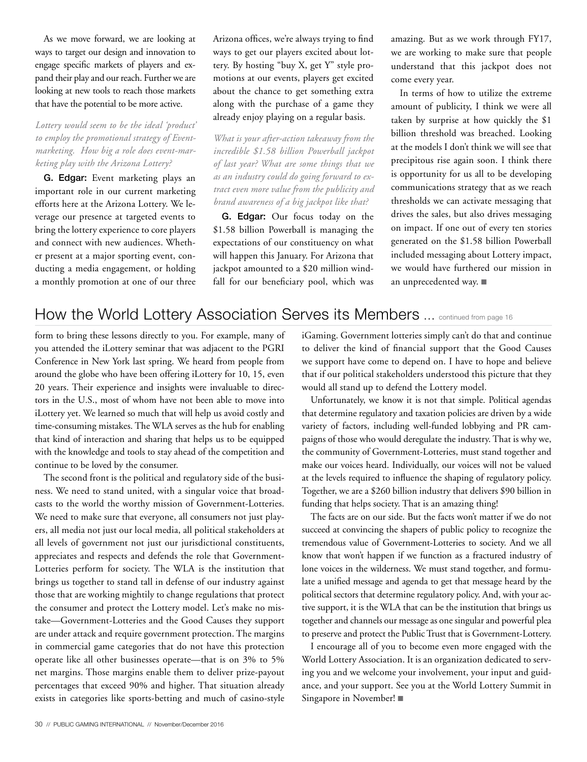As we move forward, we are looking at ways to target our design and innovation to engage specific markets of players and expand their play and our reach. Further we are looking at new tools to reach those markets that have the potential to be more active.

*Lottery would seem to be the ideal 'product' to employ the promotional strategy of Event-marketing. How big a role does event-marketing play with the Arizona Lottery?*

**G. Edgar:** Event marketing plays an important role in our current marketing efforts here at the Arizona Lottery. We leverage our presence at targeted events to bring the lottery experience to core players and connect with new audiences. Whether present at a major sporting event, conducting a media engagement, or holding a monthly promotion at one of our three Arizona offices, we're always trying to find ways to get our players excited about lottery. By hosting "buy X, get Y" style promotions at our events, players get excited about the chance to get something extra along with the purchase of a game they already enjoy playing on a regular basis.

*What is your after-action takeaway from the incredible $1.58 billion Powerball jackpot of last year? What are some things that we as an industry could do going forward to extract even more value from the publicity and brand awareness of a big jackpot like that?*

**G. Edgar:** Our focus today on the $1.58 billion Powerball is managing the expectations of our constituency on what will happen this January. For Arizona that jackpot amounted to a $20 million windfall for our beneficiary pool, which was amazing. But as we work through FY17, we are working to make sure that people understand that this jackpot does not come every year.

In terms of how to utilize the extreme amount of publicity, I think we were all taken by surprise at how quickly the $1 billion threshold was breached. Looking at the models I don't think we will see that precipitous rise again soon. I think there is opportunity for us all to be developing communications strategy that as we reach thresholds we can activate messaging that drives the sales, but also drives messaging on impact. If one out of every ten stories generated on the $1.58 billion Powerball included messaging about Lottery impact, we would have furthered our mission in an unprecedented way. ■

## How the World Lottery Association Serves its Members ... continued from page 16

form to bring these lessons directly to you. For example, many of you attended the iLottery seminar that was adjacent to the PGRI Conference in New York last spring. We heard from people from around the globe who have been offering iLottery for 10, 15, even 20 years. Their experience and insights were invaluable to directors in the U.S., most of whom have not been able to move into iLottery yet. We learned so much that will help us avoid costly and time-consuming mistakes. The WLA serves as the hub for enabling that kind of interaction and sharing that helps us to be equipped with the knowledge and tools to stay ahead of the competition and continue to be loved by the consumer.

The second front is the political and regulatory side of the business. We need to stand united, with a singular voice that broadcasts to the world the worthy mission of Government-Lotteries. We need to make sure that everyone, all consumers not just players, all media not just our local media, all political stakeholders at all levels of government not just our jurisdictional constituents, appreciates and respects and defends the role that Government-Lotteries perform for society. The WLA is the institution that brings us together to stand tall in defense of our industry against those that are working mightily to change regulations that protect the consumer and protect the Lottery model. Let's make no mistake—Government-Lotteries and the Good Causes they support are under attack and require government protection. The margins in commercial game categories that do not have this protection operate like all other businesses operate—that is on 3% to 5% net margins. Those margins enable them to deliver prize-payout percentages that exceed 90% and higher. That situation already exists in categories like sports-betting and much of casino-style iGaming. Government lotteries simply can't do that and continue to deliver the kind of financial support that the Good Causes we support have come to depend on. I have to hope and believe that if our political stakeholders understood this picture that they would all stand up to defend the Lottery model.

Unfortunately, we know it is not that simple. Political agendas that determine regulatory and taxation policies are driven by a wide variety of factors, including well-funded lobbying and PR campaigns of those who would deregulate the industry. That is why we, the community of Government-Lotteries, must stand together and make our voices heard. Individually, our voices will not be valued at the levels required to influence the shaping of regulatory policy. Together, we are a $260 billion industry that delivers $90 billion in funding that helps society. That is an amazing thing!

The facts are on our side. But the facts won't matter if we do not succeed at convincing the shapers of public policy to recognize the tremendous value of Government-Lotteries to society. And we all know that won't happen if we function as a fractured industry of lone voices in the wilderness. We must stand together, and formulate a unified message and agenda to get that message heard by the political sectors that determine regulatory policy. And, with your active support, it is the WLA that can be the institution that brings us together and channels our message as one singular and powerful plea to preserve and protect the Public Trust that is Government-Lottery.

I encourage all of you to become even more engaged with the World Lottery Association. It is an organization dedicated to serving you and we welcome your involvement, your input and guidance, and your support. See you at the World Lottery Summit in Singapore in November! ■